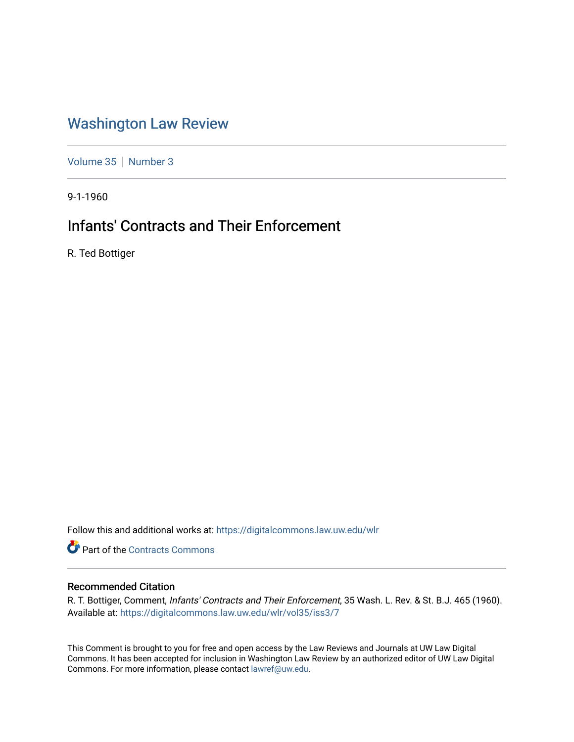# Washington Law Review

Volume 35 | Number 3

9-1-1960

## Infants' Contracts and Their Enforcement

R. Ted Bottiger

Follow this and additional works at: https://digitalcommons.law.uw.edu/wlr

Part of the Contracts Commons

### Recommended Citation

R. T. Bottiger, Comment, *Infants' Contracts and Their Enforcement*, 35 Wash. L. Rev. & St. B.J. 465 (1960). Available at: https://digitalcommons.law.uw.edu/wlr/vol35/iss3/7

This Comment is brought to you for free and open access by the Law Reviews and Journals at UW Law Digital Commons. It has been accepted for inclusion in Washington Law Review by an authorized editor of UW Law Digital Commons. For more information, please contact lawref@uw.edu.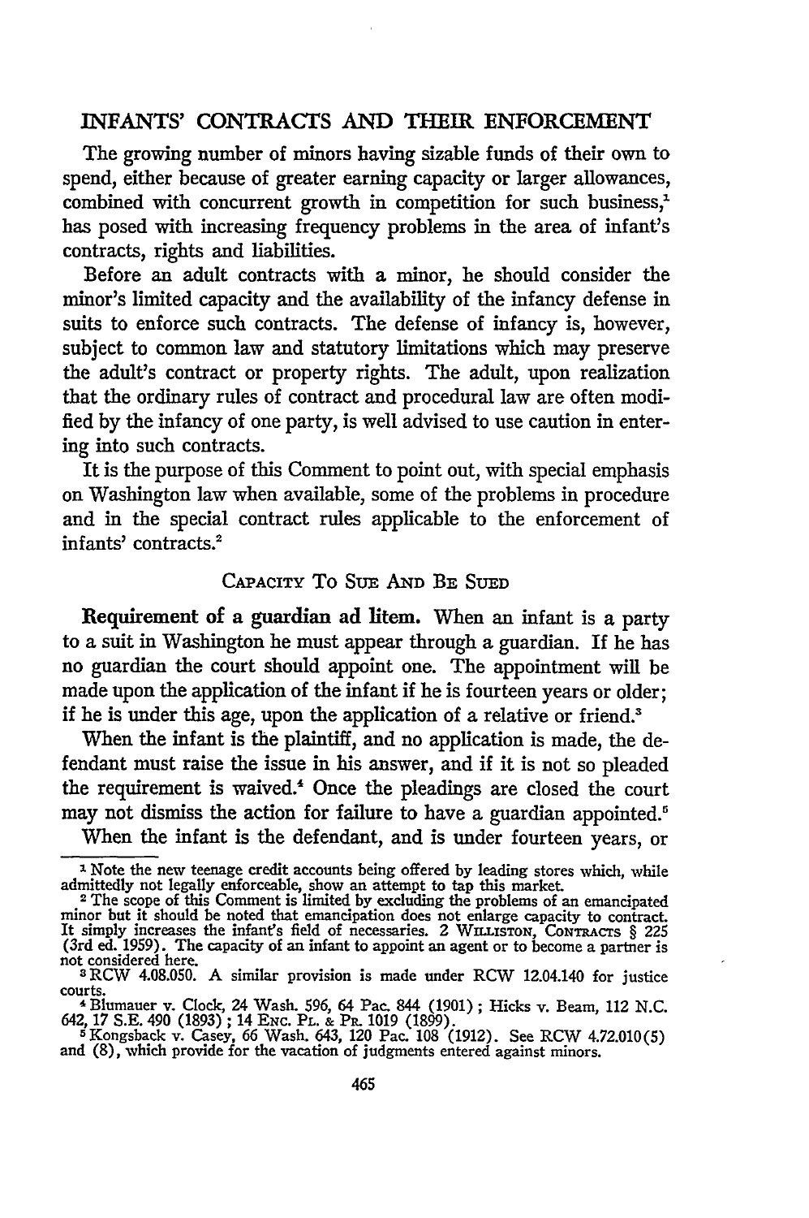## INFANTS' CONTRACTS AND THEIR ENFORCEMENT

The growing number of minors having sizable funds of their own to spend, either because of greater earning capacity or larger allowances, combined with concurrent growth in competition for such business,[1] has posed with increasing frequency problems in the area of infant's contracts, rights and liabilities.

Before an adult contracts with a minor, he should consider the minor's limited capacity and the availability of the infancy defense in suits to enforce such contracts. The defense of infancy is, however, subject to common law and statutory limitations which may preserve the adult's contract or property rights. The adult, upon realization that the ordinary rules of contract and procedural law are often modified by the infancy of one party, is well advised to use caution in entering into such contracts.

It is the purpose of this Comment to point out, with special emphasis on Washington law when available, some of the problems in procedure and in the special contract rules applicable to the enforcement of infants' contracts.[2]

### CAPACITY TO SUE AND BE SUED

**Requirement of a guardian ad litem.** When an infant is a party to a suit in Washington he must appear through a guardian. If he has no guardian the court should appoint one. The appointment will be made upon the application of the infant if he is fourteen years or older; if he is under this age, upon the application of a relative or friend.[3]

When the infant is the plaintiff, and no application is made, the defendant must raise the issue in his answer, and if it is not so pleaded the requirement is waived.[4] Once the pleadings are closed the court may not dismiss the action for failure to have a guardian appointed.[5]

When the infant is the defendant, and is under fourteen years, or

---

[1] Note the new teenage credit accounts being offered by leading stores which, while admittedly not legally enforceable, show an attempt to tap this market.

[2] The scope of this Comment is limited by excluding the problems of an emancipated minor but it should be noted that emancipation does not enlarge capacity to contract. It simply increases the infant's field of necessaries. 2 WILLISTON, CONTRACTS § 225 (3rd ed. 1959). The capacity of an infant to appoint an agent or to become a partner is not considered here.

[3] RCW 4.08.050. A similar provision is made under RCW 12.04.140 for justice courts.

[4] Blumauer v. Clock, 24 Wash. 596, 64 Pac. 844 (1901); Hicks v. Beam, 112 N.C. 642, 17 S.E. 490 (1893); 14 ENC. PL. & PR. 1019 (1899).

[5] Kongsback v. Casey, 66 Wash. 643, 120 Pac. 108 (1912). See RCW 4.72.010(5) and (8), which provide for the vacation of judgments entered against minors.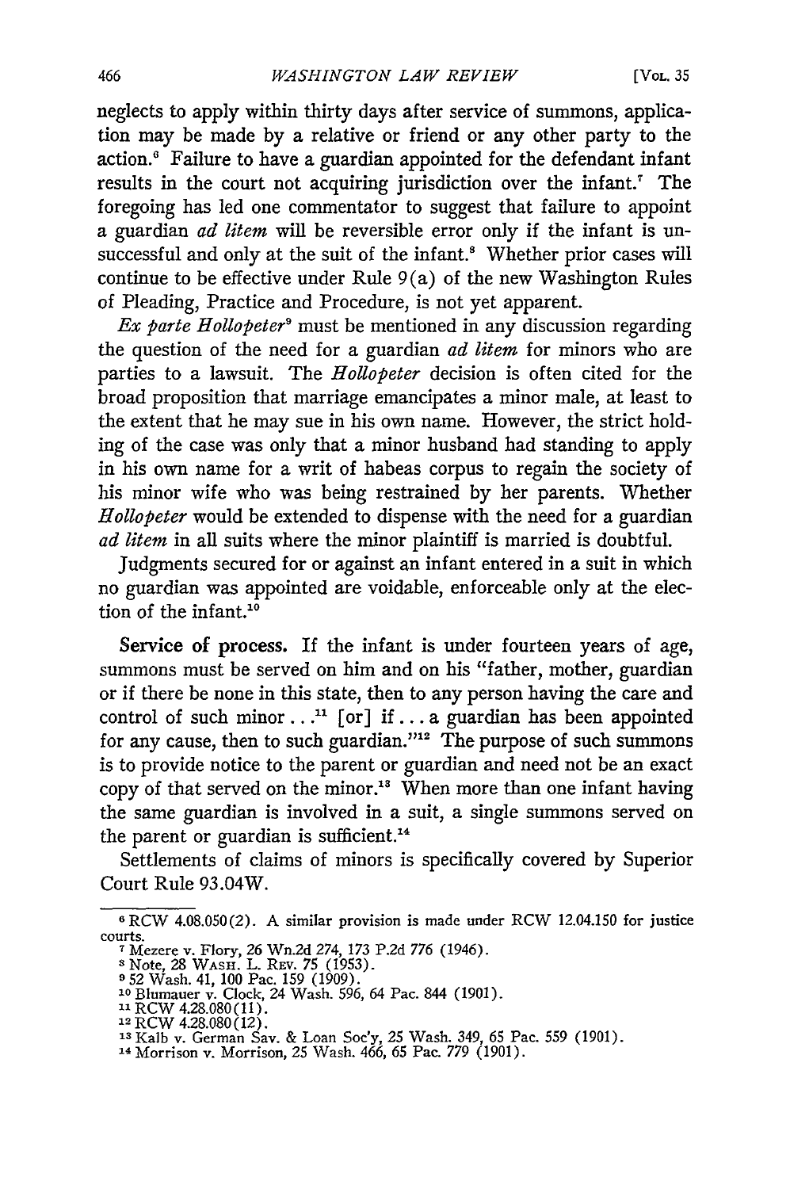neglects to apply within thirty days after service of summons, application may be made by a relative or friend or any other party to the action.[6] Failure to have a guardian appointed for the defendant infant results in the court not acquiring jurisdiction over the infant.[7] The foregoing has led one commentator to suggest that failure to appoint a guardian *ad litem* will be reversible error only if the infant is unsuccessful and only at the suit of the infant.[8] Whether prior cases will continue to be effective under Rule 9(a) of the new Washington Rules of Pleading, Practice and Procedure, is not yet apparent.

*Ex parte Hollopeter*[9] must be mentioned in any discussion regarding the question of the need for a guardian *ad litem* for minors who are parties to a lawsuit. The *Hollopeter* decision is often cited for the broad proposition that marriage emancipates a minor male, at least to the extent that he may sue in his own name. However, the strict holding of the case was only that a minor husband had standing to apply in his own name for a writ of habeas corpus to regain the society of his minor wife who was being restrained by her parents. Whether *Hollopeter* would be extended to dispense with the need for a guardian *ad litem* in all suits where the minor plaintiff is married is doubtful.

Judgments secured for or against an infant entered in a suit in which no guardian was appointed are voidable, enforceable only at the election of the infant.[10]

**Service of process.** If the infant is under fourteen years of age, summons must be served on him and on his "father, mother, guardian or if there be none in this state, then to any person having the care and control of such minor . . .[11] [or] if . . . a guardian has been appointed for any cause, then to such guardian."[12] The purpose of such summons is to provide notice to the parent or guardian and need not be an exact copy of that served on the minor.[13] When more than one infant having the same guardian is involved in a suit, a single summons served on the parent or guardian is sufficient.[14]

Settlements of claims of minors is specifically covered by Superior Court Rule 93.04W.

---

[6] RCW 4.08.050(2). A similar provision is made under RCW 12.04.150 for justice courts.

[7] Mezere v. Flory, 26 Wn.2d 274, 173 P.2d 776 (1946).

[8] Note, 28 WASH. L. REV. 75 (1953).

[9] 52 Wash. 41, 100 Pac. 159 (1909).

[10] Blumauer v. Clock, 24 Wash. 596, 64 Pac. 844 (1901).

[11] RCW 4.28.080(11).

[12] RCW 4.28.080(12).

[13] Kalb v. German Sav. & Loan Soc'y, 25 Wash. 349, 65 Pac. 559 (1901).

[14] Morrison v. Morrison, 25 Wash. 466, 65 Pac. 779 (1901).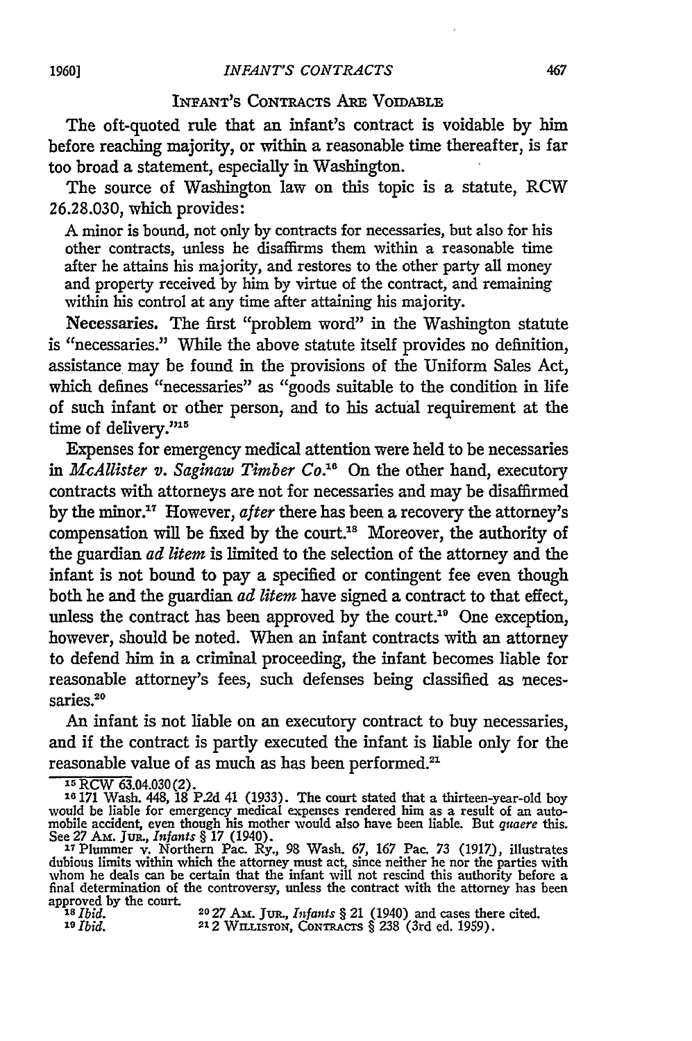### INFANT'S CONTRACTS ARE VOIDABLE

The oft-quoted rule that an infant's contract is voidable by him before reaching majority, or within a reasonable time thereafter, is far too broad a statement, especially in Washington.

The source of Washington law on this topic is a statute, RCW 26.28.030, which provides:

> A minor is bound, not only by contracts for necessaries, but also for his other contracts, unless he disaffirms them within a reasonable time after he attains his majority, and restores to the other party all money and property received by him by virtue of the contract, and remaining within his control at any time after attaining his majority.

**Necessaries.** The first "problem word" in the Washington statute is "necessaries." While the above statute itself provides no definition, assistance may be found in the provisions of the Uniform Sales Act, which defines "necessaries" as "goods suitable to the condition in life of such infant or other person, and to his actual requirement at the time of delivery."[15]

Expenses for emergency medical attention were held to be necessaries in *McAllister v. Saginaw Timber Co.*[16] On the other hand, executory contracts with attorneys are not for necessaries and may be disaffirmed by the minor.[17] However, *after* there has been a recovery the attorney's compensation will be fixed by the court.[18] Moreover, the authority of the guardian *ad litem* is limited to the selection of the attorney and the infant is not bound to pay a specified or contingent fee even though both he and the guardian *ad litem* have signed a contract to that effect, unless the contract has been approved by the court.[19] One exception, however, should be noted. When an infant contracts with an attorney to defend him in a criminal proceeding, the infant becomes liable for reasonable attorney's fees, such defenses being classified as necessaries.[20]

An infant is not liable on an executory contract to buy necessaries, and if the contract is partly executed the infant is liable only for the reasonable value of as much as has been performed.[21]

---

[15] RCW 63.04.030(2).

[16] 171 Wash. 448, 18 P.2d 41 (1933). The court stated that a thirteen-year-old boy would be liable for emergency medical expenses rendered him as a result of an automobile accident, even though his mother would also have been liable. But *quaere* this. See 27 AM. JUR., *Infants* § 17 (1940).

[17] Plummer v. Northern Pac. Ry., 98 Wash. 67, 167 Pac. 73 (1917), illustrates dubious limits within which the attorney must act, since neither he nor the parties with whom he deals can be certain that the infant will not rescind this authority before a final determination of the controversy, unless the contract with the attorney has been approved by the court.

[18] *Ibid.*

[19] *Ibid.*

[20] 27 AM. JUR., *Infants* § 21 (1940) and cases there cited.

[21] 2 WILLISTON, CONTRACTS § 238 (3rd ed. 1959).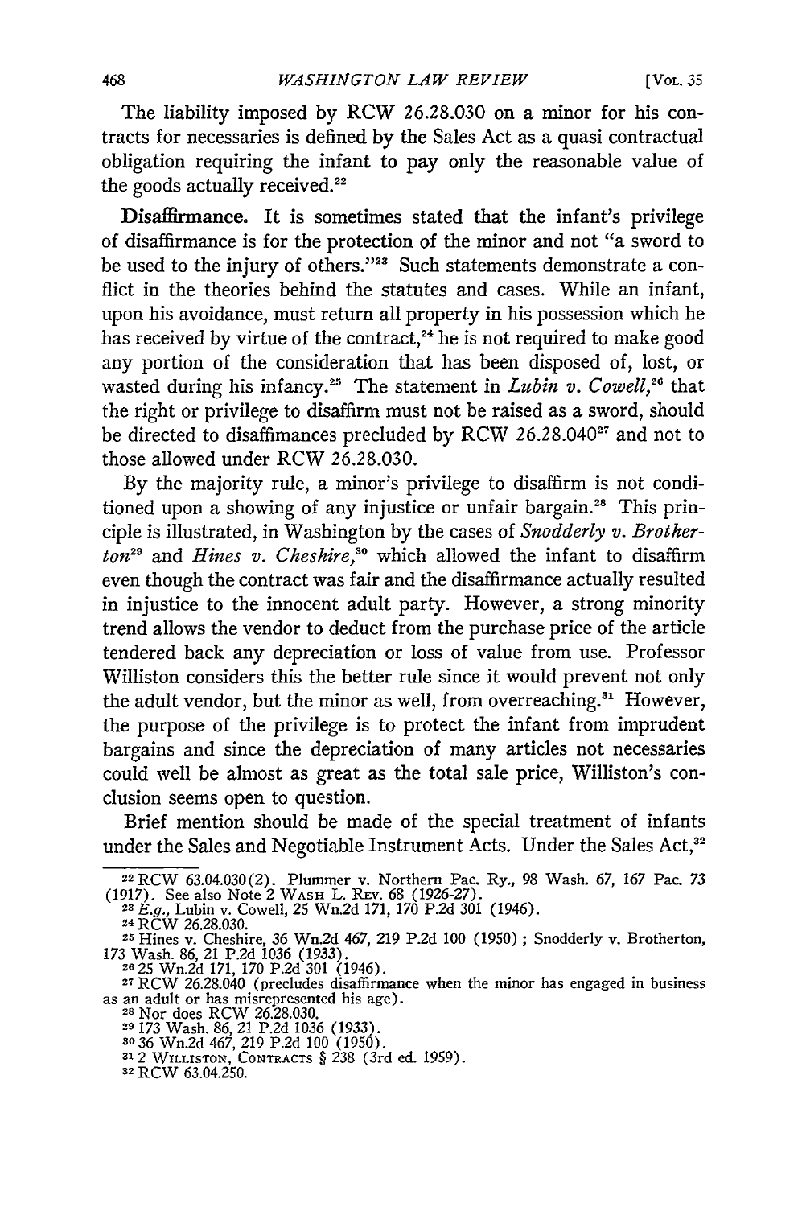The liability imposed by RCW 26.28.030 on a minor for his contracts for necessaries is defined by the Sales Act as a quasi contractual obligation requiring the infant to pay only the reasonable value of the goods actually received.[22]

**Disaffirmance.** It is sometimes stated that the infant's privilege of disaffirmance is for the protection of the minor and not "a sword to be used to the injury of others."[23] Such statements demonstrate a conflict in the theories behind the statutes and cases. While an infant, upon his avoidance, must return all property in his possession which he has received by virtue of the contract,[24] he is not required to make good any portion of the consideration that has been disposed of, lost, or wasted during his infancy.[25] The statement in *Lubin v. Cowell*,[26] that the right or privilege to disaffirm must not be raised as a sword, should be directed to disaffimances precluded by RCW 26.28.040[27] and not to those allowed under RCW 26.28.030.

By the majority rule, a minor's privilege to disaffirm is not conditioned upon a showing of any injustice or unfair bargain.[28] This principle is illustrated, in Washington by the cases of *Snodderly v. Brotherton*[29] and *Hines v. Cheshire*,[30] which allowed the infant to disaffirm even though the contract was fair and the disaffirmance actually resulted in injustice to the innocent adult party. However, a strong minority trend allows the vendor to deduct from the purchase price of the article tendered back any depreciation or loss of value from use. Professor Williston considers this the better rule since it would prevent not only the adult vendor, but the minor as well, from overreaching.[31] However, the purpose of the privilege is to protect the infant from imprudent bargains and since the depreciation of many articles not necessaries could well be almost as great as the total sale price, Williston's conclusion seems open to question.

Brief mention should be made of the special treatment of infants under the Sales and Negotiable Instrument Acts. Under the Sales Act,[32]

---

[22] RCW 63.04.030(2). Plummer v. Northern Pac. Ry., 98 Wash. 67, 167 Pac. 73 (1917). See also Note 2 WASH L. REV. 68 (1926-27).

[23] *E.g.*, Lubin v. Cowell, 25 Wn.2d 171, 170 P.2d 301 (1946).

[24] RCW 26.28.030.

[25] Hines v. Cheshire, 36 Wn.2d 467, 219 P.2d 100 (1950); Snodderly v. Brotherton, 173 Wash. 86, 21 P.2d 1036 (1933).

[26] 25 Wn.2d 171, 170 P.2d 301 (1946).

[27] RCW 26.28.040 (precludes disaffirmance when the minor has engaged in business as an adult or has misrepresented his age).

[28] Nor does RCW 26.28.030.

[29] 173 Wash. 86, 21 P.2d 1036 (1933).

[30] 36 Wn.2d 467, 219 P.2d 100 (1950).

[31] 2 WILLISTON, CONTRACTS § 238 (3rd ed. 1959).

[32] RCW 63.04.250.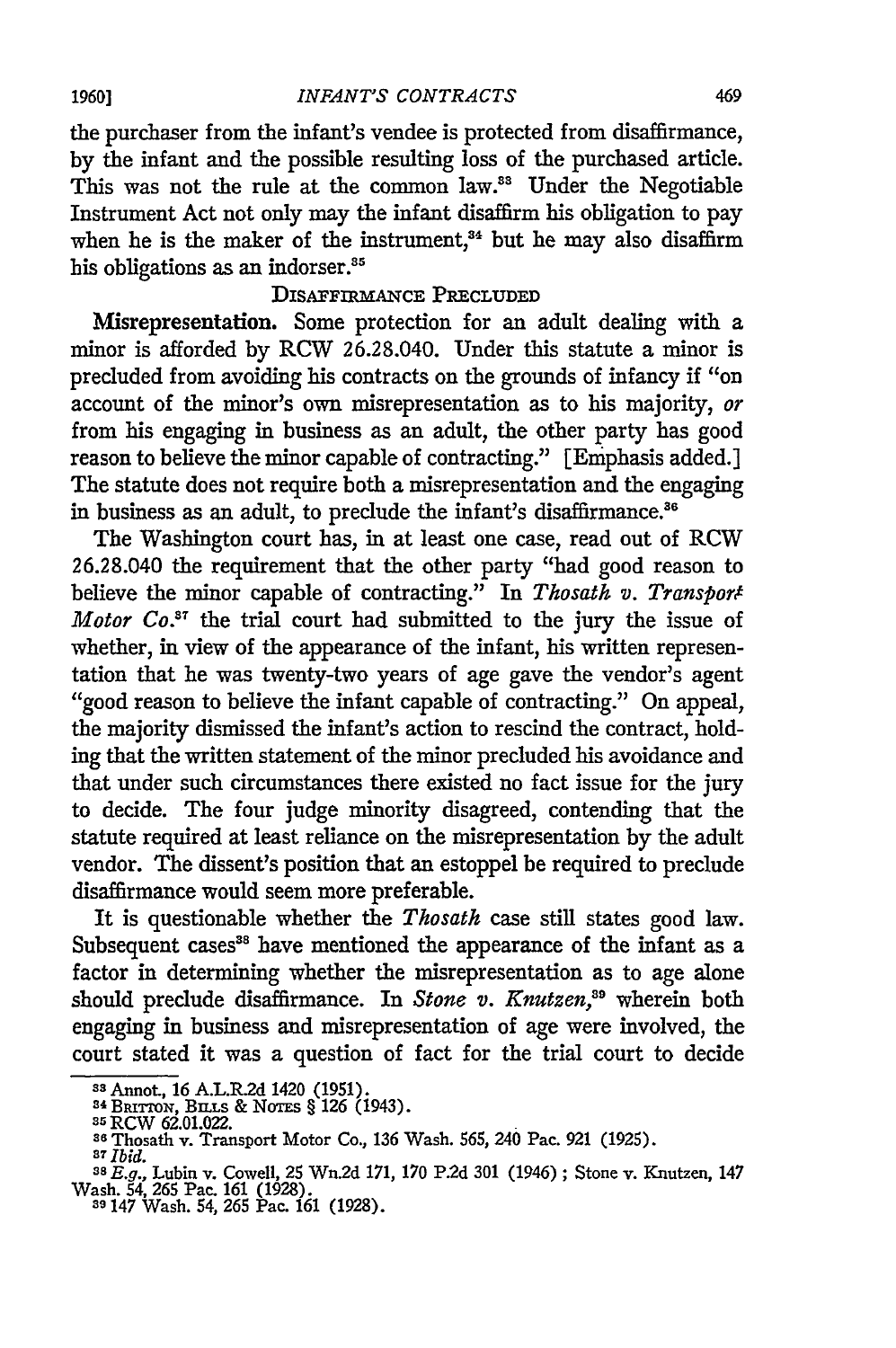the purchaser from the infant's vendee is protected from disaffirmance, by the infant and the possible resulting loss of the purchased article. This was not the rule at the common law.[33] Under the Negotiable Instrument Act not only may the infant disaffirm his obligation to pay when he is the maker of the instrument,[34] but he may also disaffirm his obligations as an indorser.[35]

### DISAFFIRMANCE PRECLUDED

**Misrepresentation.** Some protection for an adult dealing with a minor is afforded by RCW 26.28.040. Under this statute a minor is precluded from avoiding his contracts on the grounds of infancy if "on account of the minor's own misrepresentation as to his majority, *or* from his engaging in business as an adult, the other party has good reason to believe the minor capable of contracting." [Emphasis added.] The statute does not require both a misrepresentation and the engaging in business as an adult, to preclude the infant's disaffirmance.[36]

The Washington court has, in at least one case, read out of RCW 26.28.040 the requirement that the other party "had good reason to believe the minor capable of contracting." In *Thosath v. Transport Motor Co.*[37] the trial court had submitted to the jury the issue of whether, in view of the appearance of the infant, his written representation that he was twenty-two years of age gave the vendor's agent "good reason to believe the infant capable of contracting." On appeal, the majority dismissed the infant's action to rescind the contract, holding that the written statement of the minor precluded his avoidance and that under such circumstances there existed no fact issue for the jury to decide. The four judge minority disagreed, contending that the statute required at least reliance on the misrepresentation by the adult vendor. The dissent's position that an estoppel be required to preclude disaffirmance would seem more preferable.

It is questionable whether the *Thosath* case still states good law. Subsequent cases[38] have mentioned the appearance of the infant as a factor in determining whether the misrepresentation as to age alone should preclude disaffirmance. In *Stone v. Knutzen*,[39] wherein both engaging in business and misrepresentation of age were involved, the court stated it was a question of fact for the trial court to decide

---

[33] Annot., 16 A.L.R.2d 1420 (1951).
[34] BRITTON, BILLS & NOTES § 126 (1943).
[35] RCW 62.01.022.
[36] Thosath v. Transport Motor Co., 136 Wash. 565, 240 Pac. 921 (1925).
[37] *Ibid.*
[38] *E.g.*, Lubin v. Cowell, 25 Wn.2d 171, 170 P.2d 301 (1946); Stone v. Knutzen, 147 Wash. 54, 265 Pac. 161 (1928).
[39] 147 Wash. 54, 265 Pac. 161 (1928).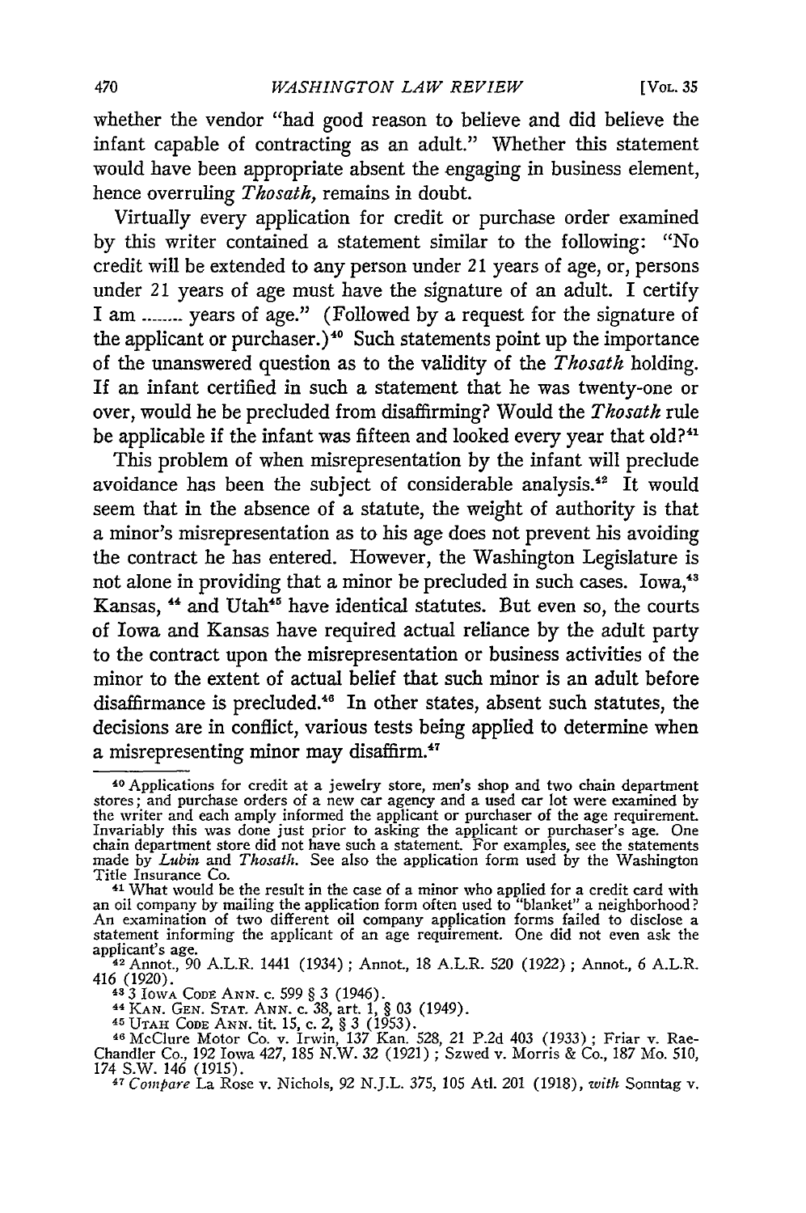whether the vendor "had good reason to believe and did believe the infant capable of contracting as an adult." Whether this statement would have been appropriate absent the engaging in business element, hence overruling *Thosath*, remains in doubt.

Virtually every application for credit or purchase order examined by this writer contained a statement similar to the following: "No credit will be extended to any person under 21 years of age, or, persons under 21 years of age must have the signature of an adult. I certify I am ........ years of age." (Followed by a request for the signature of the applicant or purchaser.)[40] Such statements point up the importance of the unanswered question as to the validity of the *Thosath* holding. If an infant certified in such a statement that he was twenty-one or over, would he be precluded from disaffirming? Would the *Thosath* rule be applicable if the infant was fifteen and looked every year that old?[41]

This problem of when misrepresentation by the infant will preclude avoidance has been the subject of considerable analysis.[42] It would seem that in the absence of a statute, the weight of authority is that a minor's misrepresentation as to his age does not prevent his avoiding the contract he has entered. However, the Washington Legislature is not alone in providing that a minor be precluded in such cases. Iowa,[43] Kansas,[44] and Utah[45] have identical statutes. But even so, the courts of Iowa and Kansas have required actual reliance by the adult party to the contract upon the misrepresentation or business activities of the minor to the extent of actual belief that such minor is an adult before disaffirmance is precluded.[46] In other states, absent such statutes, the decisions are in conflict, various tests being applied to determine when a misrepresenting minor may disaffirm.[47]

---

[40] Applications for credit at a jewelry store, men's shop and two chain department stores; and purchase orders of a new car agency and a used car lot were examined by the writer and each amply informed the applicant or purchaser of the age requirement. Invariably this was done just prior to asking the applicant or purchaser's age. One chain department store did not have such a statement. For examples, see the statements made by *Lubin* and *Thosath*. See also the application form used by the Washington Title Insurance Co.

[41] What would be the result in the case of a minor who applied for a credit card with an oil company by mailing the application form often used to "blanket" a neighborhood? An examination of two different oil company application forms failed to disclose a statement informing the applicant of an age requirement. One did not even ask the applicant's age.

[42] Annot., 90 A.L.R. 1441 (1934); Annot., 18 A.L.R. 520 (1922); Annot., 6 A.L.R. 416 (1920).

[43] 3 IOWA CODE ANN. c. 599 § 3 (1946).

[44] KAN. GEN. STAT. ANN. c. 38, art. 1, § 03 (1949).

[45] UTAH CODE ANN. tit. 15, c. 2, § 3 (1953).

[46] McClure Motor Co. v. Irwin, 137 Kan. 528, 21 P.2d 403 (1933); Friar v. Rae-Chandler Co., 192 Iowa 427, 185 N.W. 32 (1921); Szwed v. Morris & Co., 187 Mo. 510, 174 S.W. 146 (1915).

[47] *Compare* La Rose v. Nichols, 92 N.J.L. 375, 105 Atl. 201 (1918), *with* Sonntag v.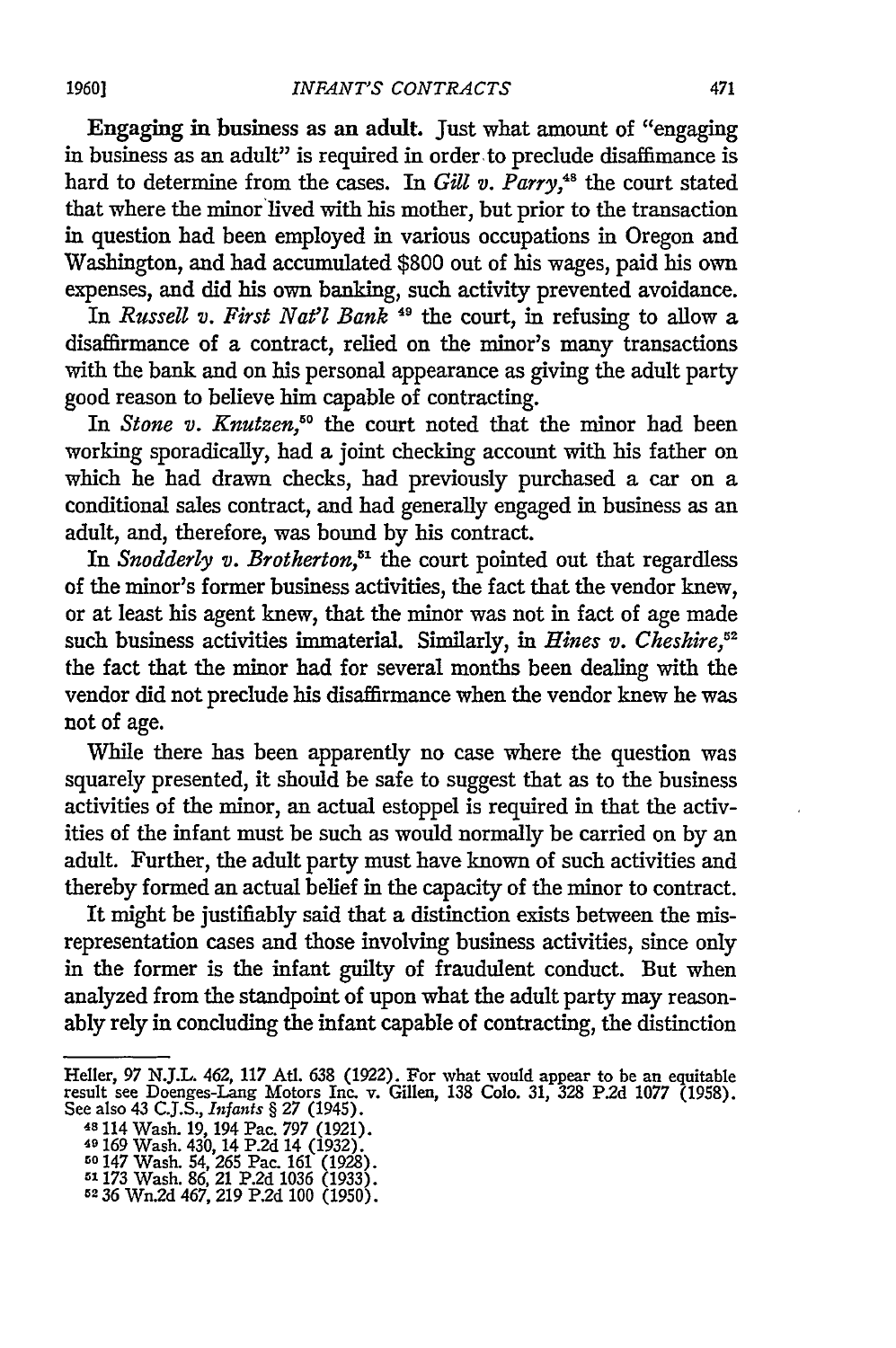**Engaging in business as an adult.** Just what amount of "engaging in business as an adult" is required in order to preclude disaffimance is hard to determine from the cases. In *Gill v. Parry*,[48] the court stated that where the minor lived with his mother, but prior to the transaction in question had been employed in various occupations in Oregon and Washington, and had accumulated $800 out of his wages, paid his own expenses, and did his own banking, such activity prevented avoidance.

In *Russell v. First Nat'l Bank* [49] the court, in refusing to allow a disaffirmance of a contract, relied on the minor's many transactions with the bank and on his personal appearance as giving the adult party good reason to believe him capable of contracting.

In *Stone v. Knutzen*,[50] the court noted that the minor had been working sporadically, had a joint checking account with his father on which he had drawn checks, had previously purchased a car on a conditional sales contract, and had generally engaged in business as an adult, and, therefore, was bound by his contract.

In *Snodderly v. Brotherton*,[51] the court pointed out that regardless of the minor's former business activities, the fact that the vendor knew, or at least his agent knew, that the minor was not in fact of age made such business activities immaterial. Similarly, in *Hines v. Cheshire*,[52] the fact that the minor had for several months been dealing with the vendor did not preclude his disaffirmance when the vendor knew he was not of age.

While there has been apparently no case where the question was squarely presented, it should be safe to suggest that as to the business activities of the minor, an actual estoppel is required in that the activities of the infant must be such as would normally be carried on by an adult. Further, the adult party must have known of such activities and thereby formed an actual belief in the capacity of the minor to contract.

It might be justifiably said that a distinction exists between the misrepresentation cases and those involving business activities, since only in the former is the infant guilty of fraudulent conduct. But when analyzed from the standpoint of upon what the adult party may reasonably rely in concluding the infant capable of contracting, the distinction

---

Heller, 97 N.J.L. 462, 117 Atl. 638 (1922). For what would appear to be an equitable result see Doenges-Lang Motors Inc. v. Gillen, 138 Colo. 31, 328 P.2d 1077 (1958). See also 43 C.J.S., *Infants* § 27 (1945).

[48] 114 Wash. 19, 194 Pac. 797 (1921).

[49] 169 Wash. 430, 14 P.2d 14 (1932).

[50] 147 Wash. 54, 265 Pac. 161 (1928).

[51] 173 Wash. 86, 21 P.2d 1036 (1933).

[52] 36 Wn.2d 467, 219 P.2d 100 (1950).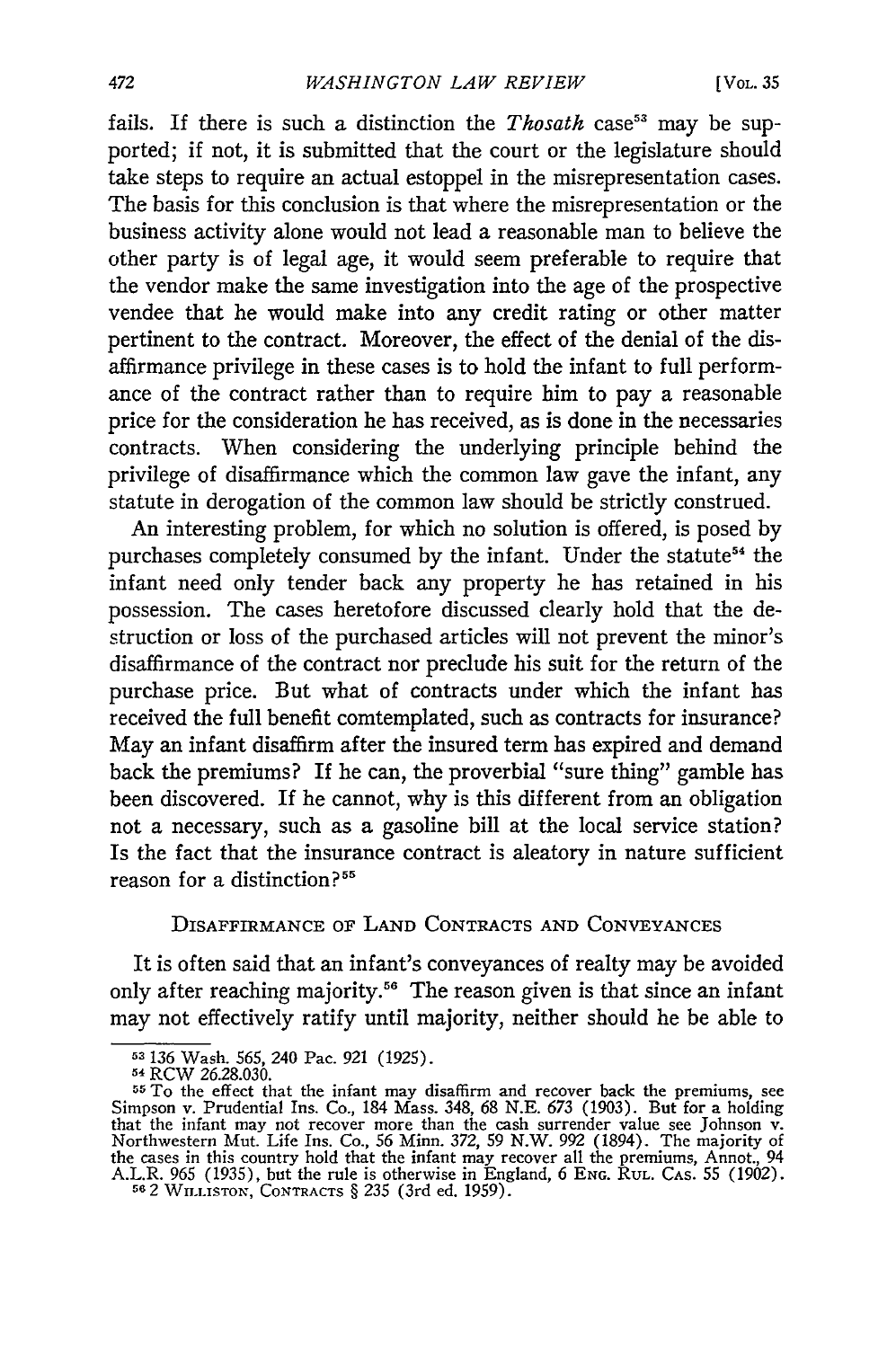fails. If there is such a distinction the *Thosath* case[53] may be supported; if not, it is submitted that the court or the legislature should take steps to require an actual estoppel in the misrepresentation cases. The basis for this conclusion is that where the misrepresentation or the business activity alone would not lead a reasonable man to believe the other party is of legal age, it would seem preferable to require that the vendor make the same investigation into the age of the prospective vendee that he would make into any credit rating or other matter pertinent to the contract. Moreover, the effect of the denial of the disaffirmance privilege in these cases is to hold the infant to full performance of the contract rather than to require him to pay a reasonable price for the consideration he has received, as is done in the necessaries contracts. When considering the underlying principle behind the privilege of disaffirmance which the common law gave the infant, any statute in derogation of the common law should be strictly construed.

An interesting problem, for which no solution is offered, is posed by purchases completely consumed by the infant. Under the statute[54] the infant need only tender back any property he has retained in his possession. The cases heretofore discussed clearly hold that the destruction or loss of the purchased articles will not prevent the minor's disaffirmance of the contract nor preclude his suit for the return of the purchase price. But what of contracts under which the infant has received the full benefit comtemplated, such as contracts for insurance? May an infant disaffirm after the insured term has expired and demand back the premiums? If he can, the proverbial "sure thing" gamble has been discovered. If he cannot, why is this different from an obligation not a necessary, such as a gasoline bill at the local service station? Is the fact that the insurance contract is aleatory in nature sufficient reason for a distinction?[55]

## DISAFFIRMANCE OF LAND CONTRACTS AND CONVEYANCES

It is often said that an infant's conveyances of realty may be avoided only after reaching majority.[56] The reason given is that since an infant may not effectively ratify until majority, neither should he be able to

---

[53] 136 Wash. 565, 240 Pac. 921 (1925).

[54] RCW 26.28.030.

[55] To the effect that the infant may disaffirm and recover back the premiums, see Simpson v. Prudential Ins. Co., 184 Mass. 348, 68 N.E. 673 (1903). But for a holding that the infant may not recover more than the cash surrender value see Johnson v. Northwestern Mut. Life Ins. Co., 56 Minn. 372, 59 N.W. 992 (1894). The majority of the cases in this country hold that the infant may recover all the premiums, Annot., 94 A.L.R. 965 (1935), but the rule is otherwise in England, 6 ENG. RUL. CAS. 55 (1902).

[56] 2 WILLISTON, CONTRACTS § 235 (3rd ed. 1959).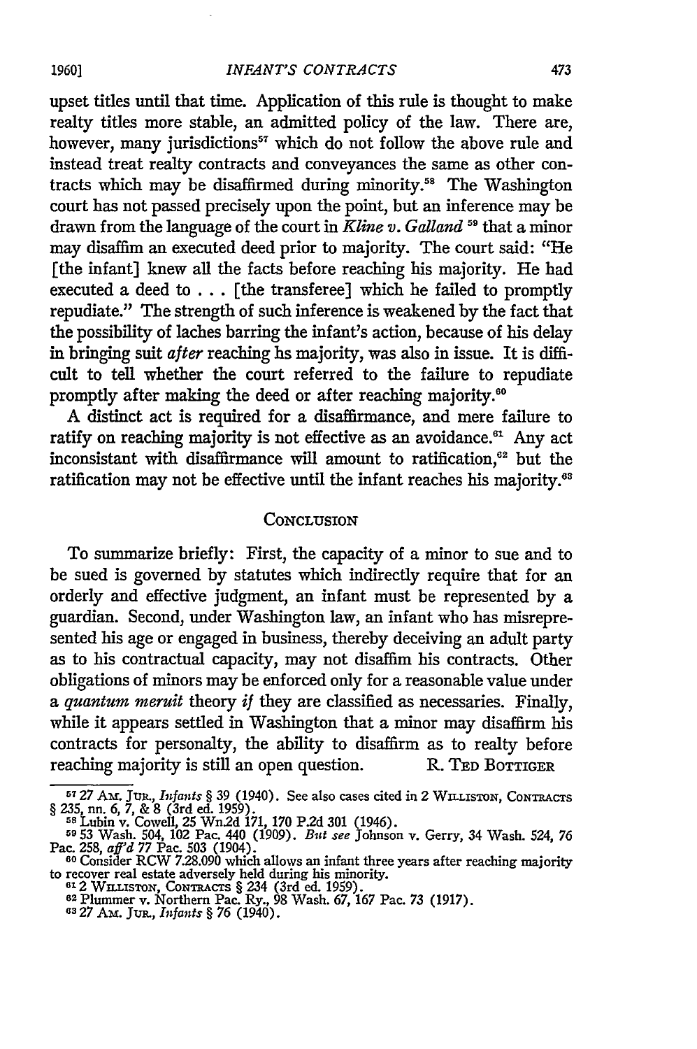upset titles until that time. Application of this rule is thought to make realty titles more stable, an admitted policy of the law. There are, however, many jurisdictions[57] which do not follow the above rule and instead treat realty contracts and conveyances the same as other contracts which may be disaffirmed during minority.[58] The Washington court has not passed precisely upon the point, but an inference may be drawn from the language of the court in *Kline v. Galland* [59] that a minor may disaffim an executed deed prior to majority. The court said: "He [the infant] knew all the facts before reaching his majority. He had executed a deed to . . . [the transferee] which he failed to promptly repudiate." The strength of such inference is weakened by the fact that the possibility of laches barring the infant's action, because of his delay in bringing suit *after* reaching hs majority, was also in issue. It is difficult to tell whether the court referred to the failure to repudiate promptly after making the deed or after reaching majority.[60]

A distinct act is required for a disaffirmance, and mere failure to ratify on reaching majority is not effective as an avoidance.[61] Any act inconsistant with disaffirmance will amount to ratification,[62] but the ratification may not be effective until the infant reaches his majority.[63]

## CONCLUSION

To summarize briefly: First, the capacity of a minor to sue and to be sued is governed by statutes which indirectly require that for an orderly and effective judgment, an infant must be represented by a guardian. Second, under Washington law, an infant who has misrepresented his age or engaged in business, thereby deceiving an adult party as to his contractual capacity, may not disaffim his contracts. Other obligations of minors may be enforced only for a reasonable value under a *quantum meruit* theory *if* they are classified as necessaries. Finally, while it appears settled in Washington that a minor may disaffirm his contracts for personalty, the ability to disaffirm as to realty before reaching majority is still an open question.

R. TED BOTTIGER

---

[57] 27 AM. JUR., *Infants* § 39 (1940). See also cases cited in 2 WILLISTON, CONTRACTS § 235, nn. 6, 7, & 8 (3rd ed. 1959).

[58] Lubin v. Cowell, 25 Wn.2d 171, 170 P.2d 301 (1946).

[59] 53 Wash. 504, 102 Pac. 440 (1909). *But see* Johnson v. Gerry, 34 Wash. 524, 76 Pac. 258, *aff'd* 77 Pac. 503 (1904).

[60] Consider RCW 7.28.090 which allows an infant three years after reaching majority to recover real estate adversely held during his minority.

[61] 2 WILLISTON, CONTRACTS § 234 (3rd ed. 1959).

[62] Plummer v. Northern Pac. Ry., 98 Wash. 67, 167 Pac. 73 (1917).

[63] 27 AM. JUR., *Infants* § 76 (1940).